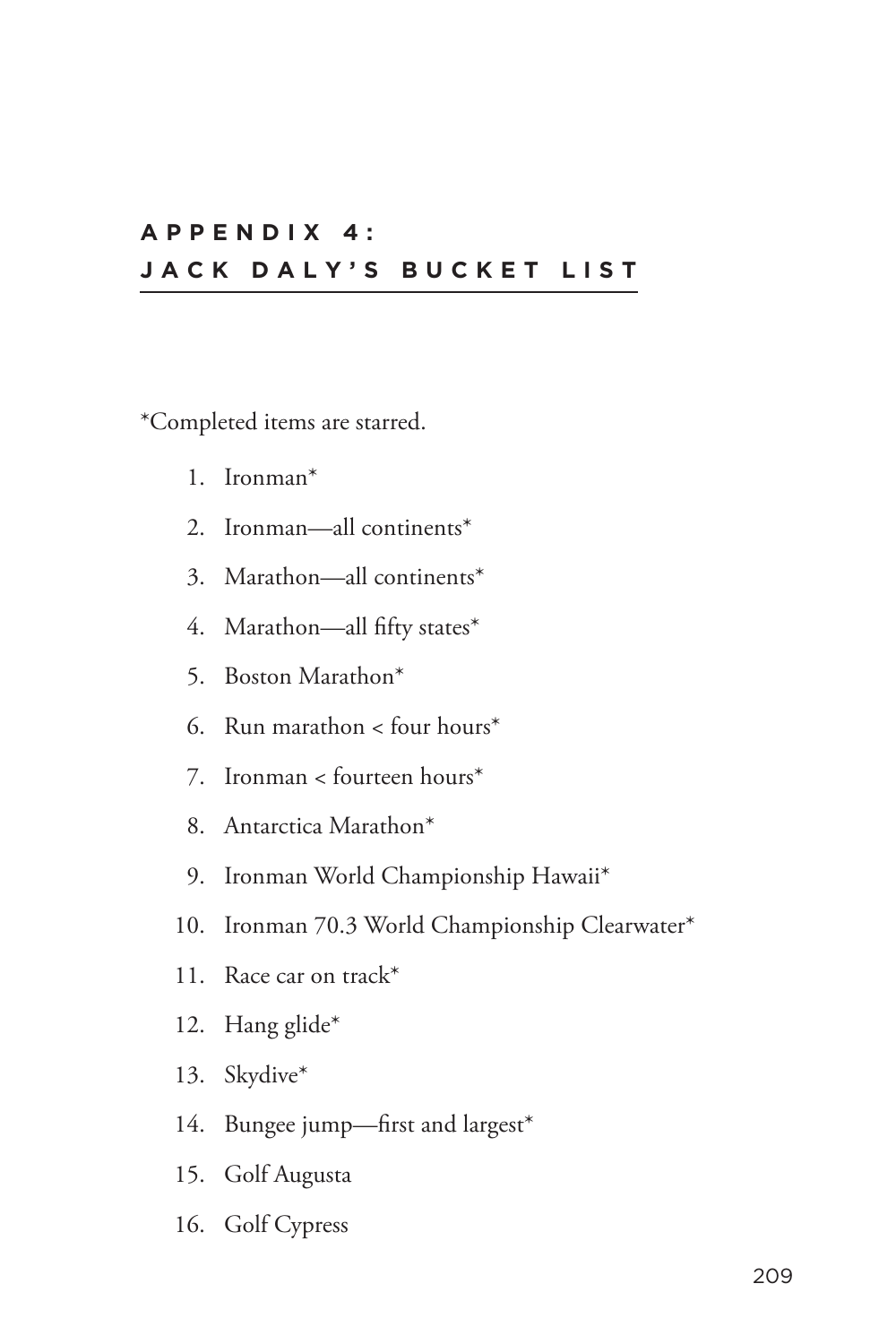# APPENDIX 4: JACK DALY'S BUCKET LIST

*Completed items are starred.

1. Ironman*
2. Ironman—all continents*
3. Marathon—all continents*
4. Marathon—all fifty states*
5. Boston Marathon*
6. Run marathon < four hours*
7. Ironman < fourteen hours*
8. Antarctica Marathon*
9. Ironman World Championship Hawaii*
10. Ironman 70.3 World Championship Clearwater*
11. Race car on track*
12. Hang glide*
13. Skydive*
14. Bungee jump—first and largest*
15. Golf Augusta
16. Golf Cypress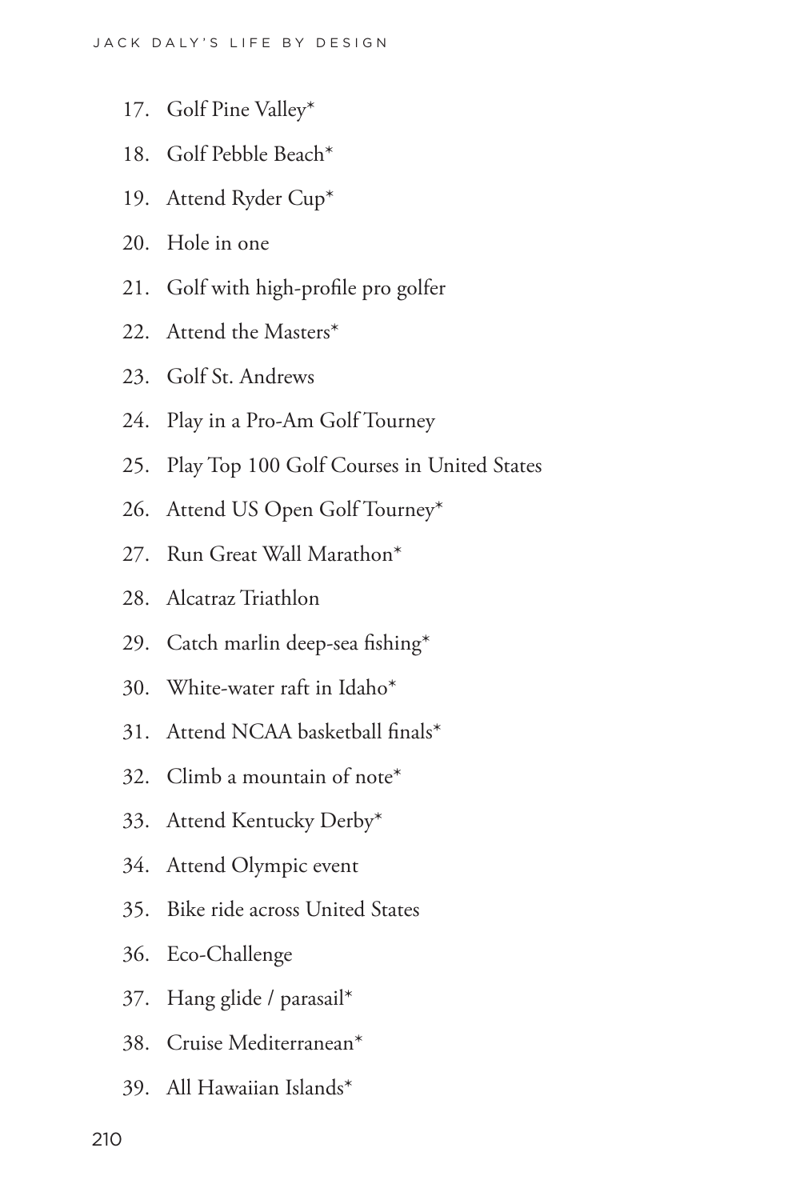17. Golf Pine Valley*
18. Golf Pebble Beach*
19. Attend Ryder Cup*
20. Hole in one
21. Golf with high-profile pro golfer
22. Attend the Masters*
23. Golf St. Andrews
24. Play in a Pro-Am Golf Tourney
25. Play Top 100 Golf Courses in United States
26. Attend US Open Golf Tourney*
27. Run Great Wall Marathon*
28. Alcatraz Triathlon
29. Catch marlin deep-sea fishing*
30. White-water raft in Idaho*
31. Attend NCAA basketball finals*
32. Climb a mountain of note*
33. Attend Kentucky Derby*
34. Attend Olympic event
35. Bike ride across United States
36. Eco-Challenge
37. Hang glide / parasail*
38. Cruise Mediterranean*
39. All Hawaiian Islands*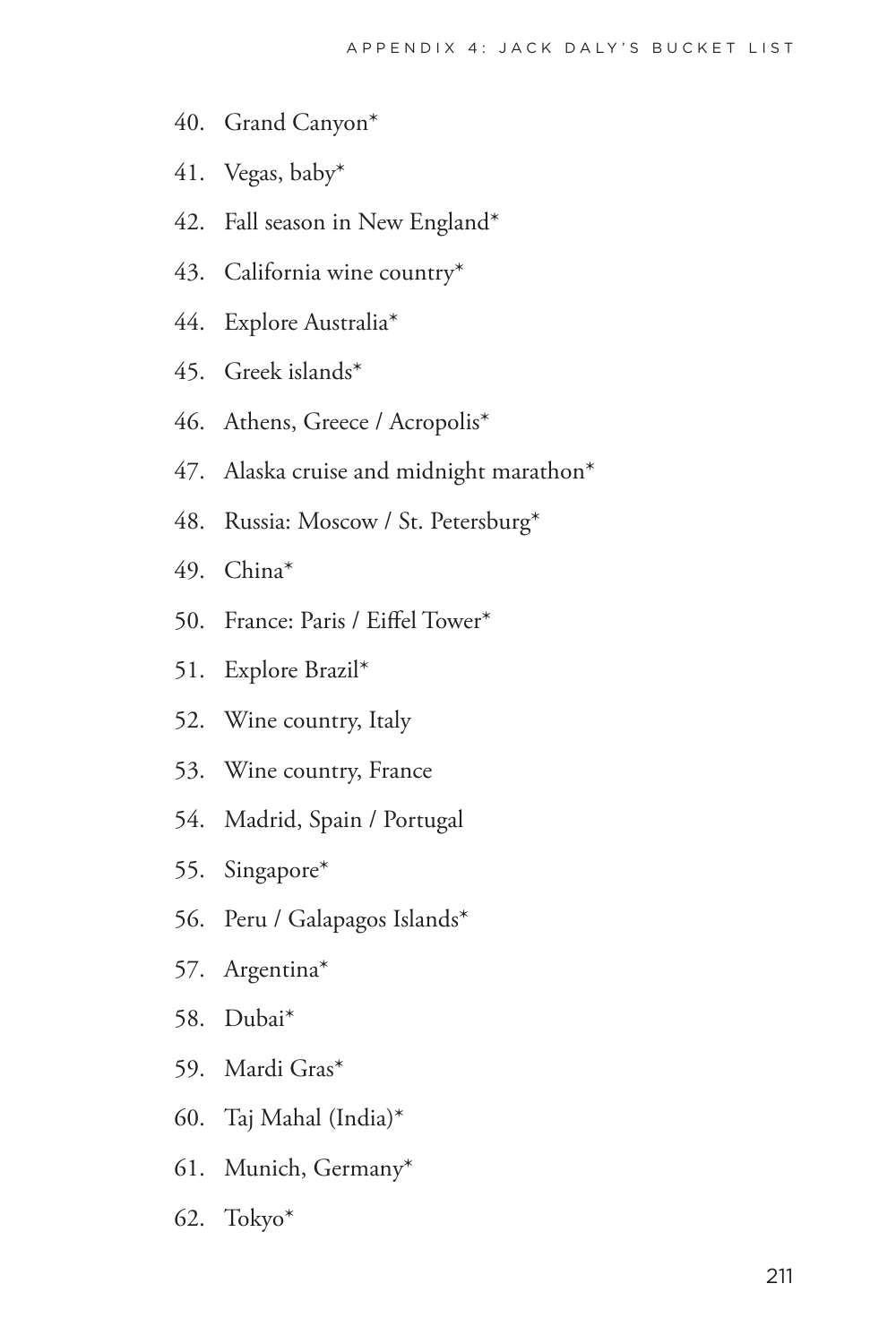40. Grand Canyon*
41. Vegas, baby*
42. Fall season in New England*
43. California wine country*
44. Explore Australia*
45. Greek islands*
46. Athens, Greece / Acropolis*
47. Alaska cruise and midnight marathon*
48. Russia: Moscow / St. Petersburg*
49. China*
50. France: Paris / Eiffel Tower*
51. Explore Brazil*
52. Wine country, Italy
53. Wine country, France
54. Madrid, Spain / Portugal
55. Singapore*
56. Peru / Galapagos Islands*
57. Argentina*
58. Dubai*
59. Mardi Gras*
60. Taj Mahal (India)*
61. Munich, Germany*
62. Tokyo*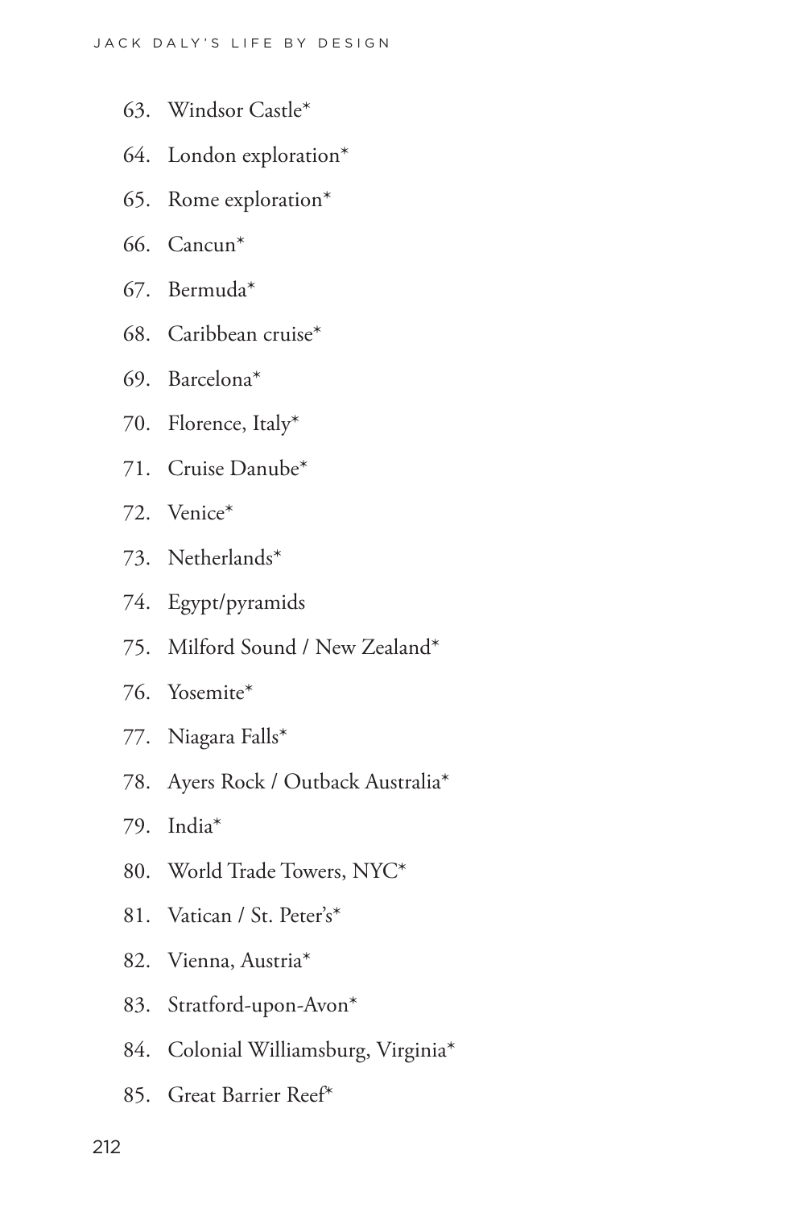63. Windsor Castle*
64. London exploration*
65. Rome exploration*
66. Cancun*
67. Bermuda*
68. Caribbean cruise*
69. Barcelona*
70. Florence, Italy*
71. Cruise Danube*
72. Venice*
73. Netherlands*
74. Egypt/pyramids
75. Milford Sound / New Zealand*
76. Yosemite*
77. Niagara Falls*
78. Ayers Rock / Outback Australia*
79. India*
80. World Trade Towers, NYC*
81. Vatican / St. Peter's*
82. Vienna, Austria*
83. Stratford-upon-Avon*
84. Colonial Williamsburg, Virginia*
85. Great Barrier Reef*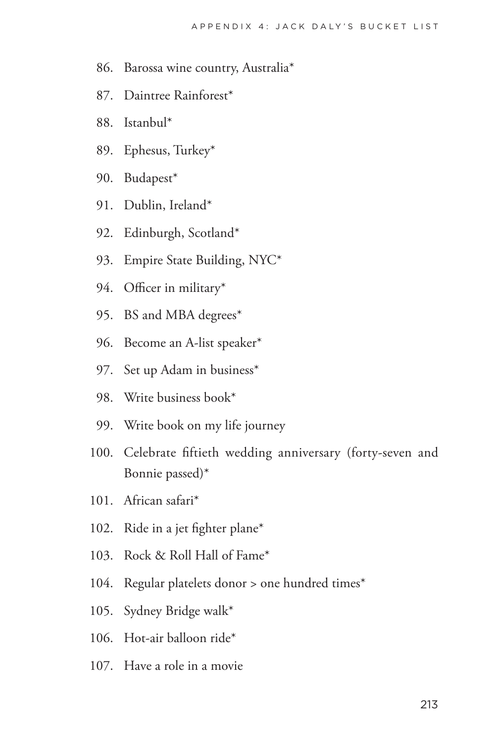86. Barossa wine country, Australia*
87. Daintree Rainforest*
88. Istanbul*
89. Ephesus, Turkey*
90. Budapest*
91. Dublin, Ireland*
92. Edinburgh, Scotland*
93. Empire State Building, NYC*
94. Officer in military*
95. BS and MBA degrees*
96. Become an A-list speaker*
97. Set up Adam in business*
98. Write business book*
99. Write book on my life journey
100. Celebrate fiftieth wedding anniversary (forty-seven and Bonnie passed)*
101. African safari*
102. Ride in a jet fighter plane*
103. Rock & Roll Hall of Fame*
104. Regular platelets donor > one hundred times*
105. Sydney Bridge walk*
106. Hot-air balloon ride*
107. Have a role in a movie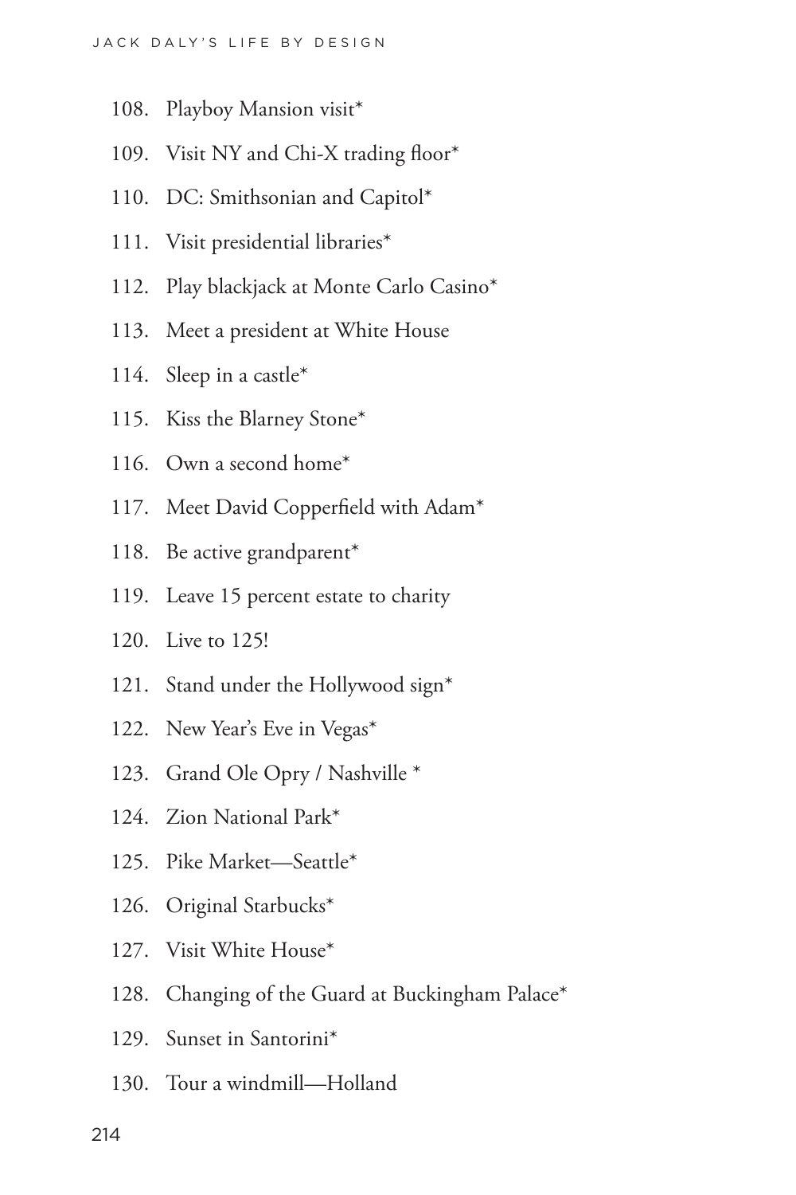108. Playboy Mansion visit*
109. Visit NY and Chi-X trading floor*
110. DC: Smithsonian and Capitol*
111. Visit presidential libraries*
112. Play blackjack at Monte Carlo Casino*
113. Meet a president at White House
114. Sleep in a castle*
115. Kiss the Blarney Stone*
116. Own a second home*
117. Meet David Copperfield with Adam*
118. Be active grandparent*
119. Leave 15 percent estate to charity
120. Live to 125!
121. Stand under the Hollywood sign*
122. New Year's Eve in Vegas*
123. Grand Ole Opry / Nashville *
124. Zion National Park*
125. Pike Market—Seattle*
126. Original Starbucks*
127. Visit White House*
128. Changing of the Guard at Buckingham Palace*
129. Sunset in Santorini*
130. Tour a windmill—Holland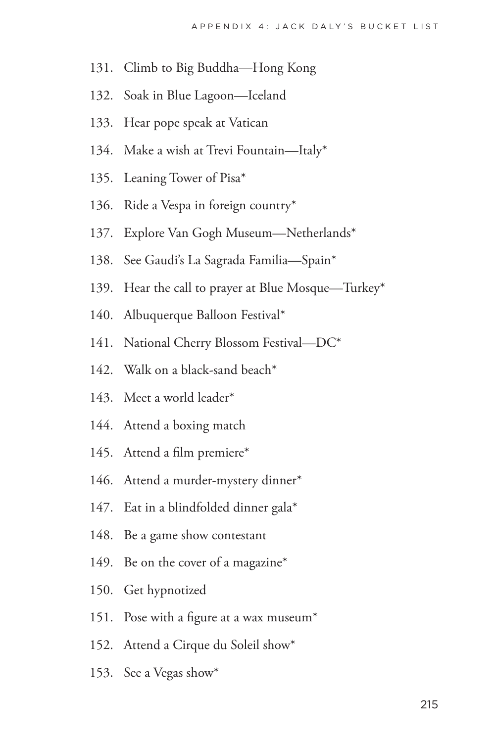131. Climb to Big Buddha—Hong Kong
132. Soak in Blue Lagoon—Iceland
133. Hear pope speak at Vatican
134. Make a wish at Trevi Fountain—Italy*
135. Leaning Tower of Pisa*
136. Ride a Vespa in foreign country*
137. Explore Van Gogh Museum—Netherlands*
138. See Gaudi's La Sagrada Familia—Spain*
139. Hear the call to prayer at Blue Mosque—Turkey*
140. Albuquerque Balloon Festival*
141. National Cherry Blossom Festival—DC*
142. Walk on a black-sand beach*
143. Meet a world leader*
144. Attend a boxing match
145. Attend a film premiere*
146. Attend a murder-mystery dinner*
147. Eat in a blindfolded dinner gala*
148. Be a game show contestant
149. Be on the cover of a magazine*
150. Get hypnotized
151. Pose with a figure at a wax museum*
152. Attend a Cirque du Soleil show*
153. See a Vegas show*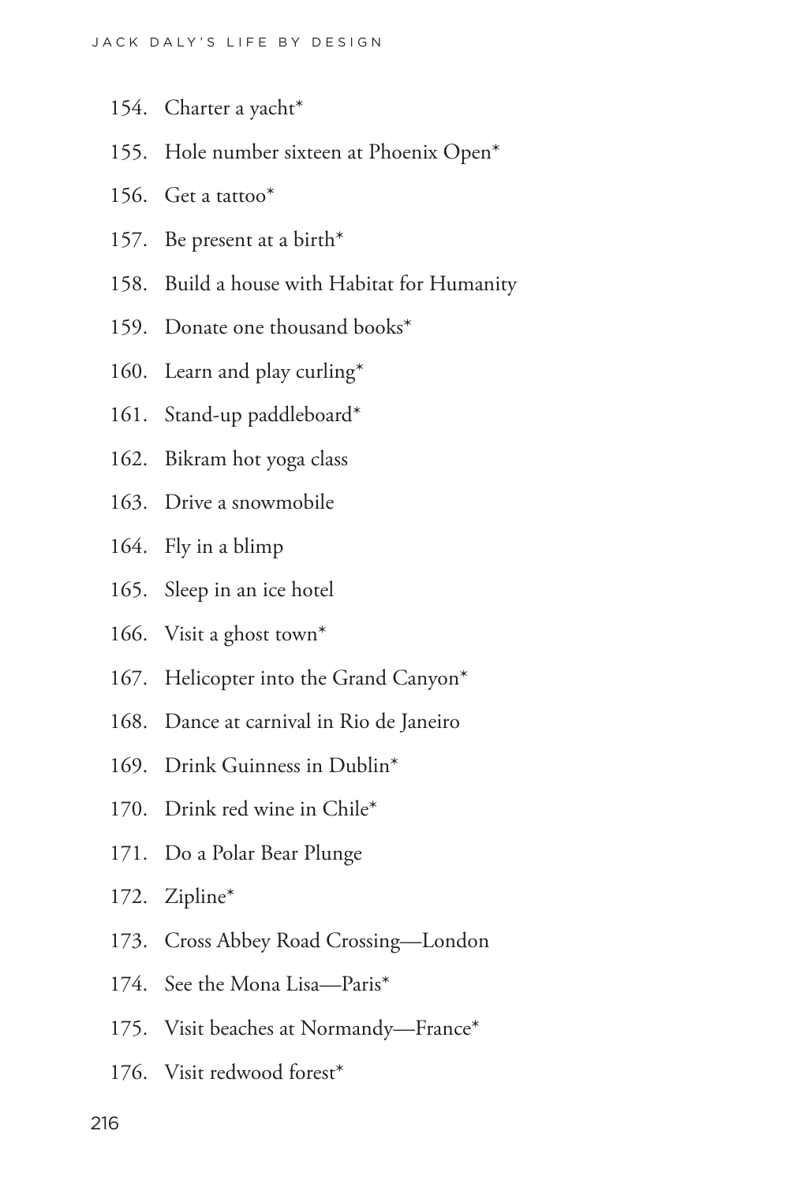154. Charter a yacht*
155. Hole number sixteen at Phoenix Open*
156. Get a tattoo*
157. Be present at a birth*
158. Build a house with Habitat for Humanity
159. Donate one thousand books*
160. Learn and play curling*
161. Stand-up paddleboard*
162. Bikram hot yoga class
163. Drive a snowmobile
164. Fly in a blimp
165. Sleep in an ice hotel
166. Visit a ghost town*
167. Helicopter into the Grand Canyon*
168. Dance at carnival in Rio de Janeiro
169. Drink Guinness in Dublin*
170. Drink red wine in Chile*
171. Do a Polar Bear Plunge
172. Zipline*
173. Cross Abbey Road Crossing—London
174. See the Mona Lisa—Paris*
175. Visit beaches at Normandy—France*
176. Visit redwood forest*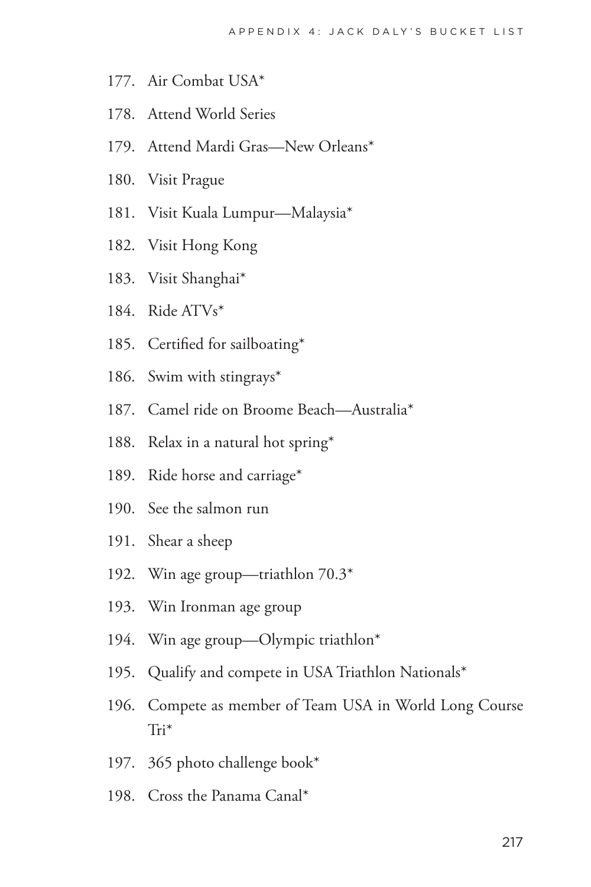177. Air Combat USA*
178. Attend World Series
179. Attend Mardi Gras—New Orleans*
180. Visit Prague
181. Visit Kuala Lumpur—Malaysia*
182. Visit Hong Kong
183. Visit Shanghai*
184. Ride ATVs*
185. Certified for sailboating*
186. Swim with stingrays*
187. Camel ride on Broome Beach—Australia*
188. Relax in a natural hot spring*
189. Ride horse and carriage*
190. See the salmon run
191. Shear a sheep
192. Win age group—triathlon 70.3*
193. Win Ironman age group
194. Win age group—Olympic triathlon*
195. Qualify and compete in USA Triathlon Nationals*
196. Compete as member of Team USA in World Long Course Tri*
197. 365 photo challenge book*
198. Cross the Panama Canal*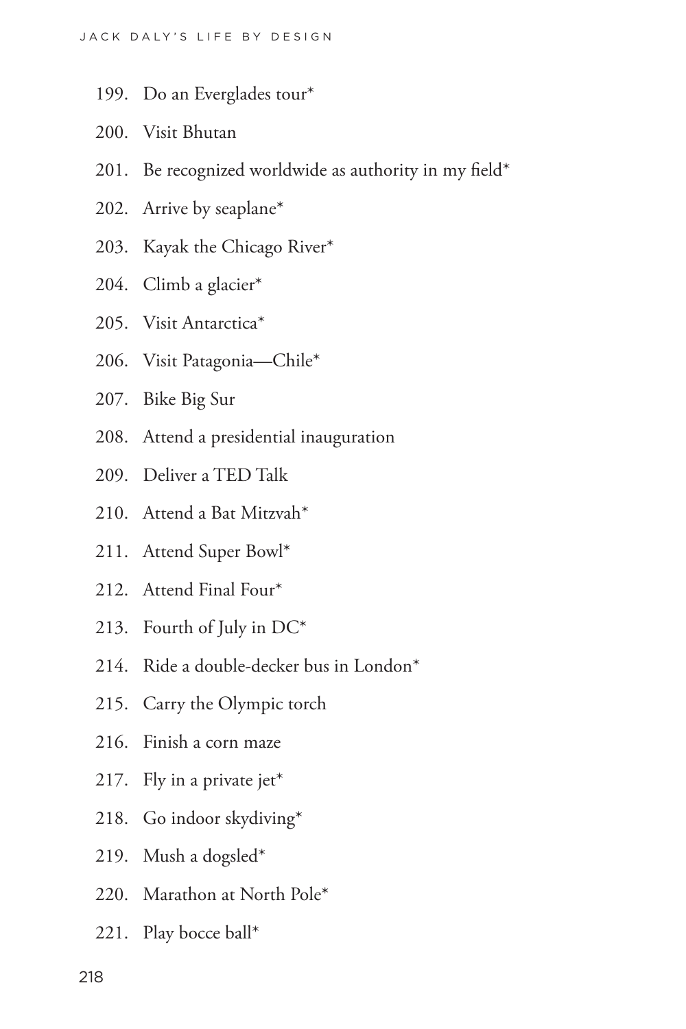199. Do an Everglades tour*
200. Visit Bhutan
201. Be recognized worldwide as authority in my field*
202. Arrive by seaplane*
203. Kayak the Chicago River*
204. Climb a glacier*
205. Visit Antarctica*
206. Visit Patagonia—Chile*
207. Bike Big Sur
208. Attend a presidential inauguration
209. Deliver a TED Talk
210. Attend a Bat Mitzvah*
211. Attend Super Bowl*
212. Attend Final Four*
213. Fourth of July in DC*
214. Ride a double-decker bus in London*
215. Carry the Olympic torch
216. Finish a corn maze
217. Fly in a private jet*
218. Go indoor skydiving*
219. Mush a dogsled*
220. Marathon at North Pole*
221. Play bocce ball*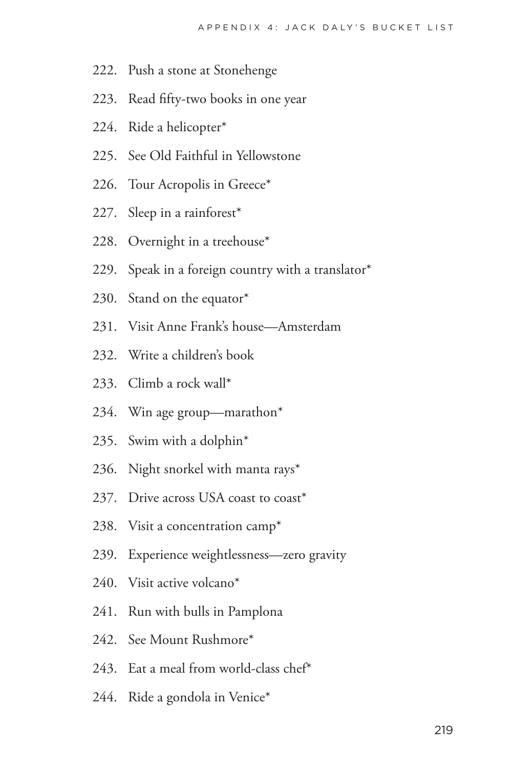222. Push a stone at Stonehenge
223. Read fifty-two books in one year
224. Ride a helicopter*
225. See Old Faithful in Yellowstone
226. Tour Acropolis in Greece*
227. Sleep in a rainforest*
228. Overnight in a treehouse*
229. Speak in a foreign country with a translator*
230. Stand on the equator*
231. Visit Anne Frank's house—Amsterdam
232. Write a children's book
233. Climb a rock wall*
234. Win age group—marathon*
235. Swim with a dolphin*
236. Night snorkel with manta rays*
237. Drive across USA coast to coast*
238. Visit a concentration camp*
239. Experience weightlessness—zero gravity
240. Visit active volcano*
241. Run with bulls in Pamplona
242. See Mount Rushmore*
243. Eat a meal from world-class chef*
244. Ride a gondola in Venice*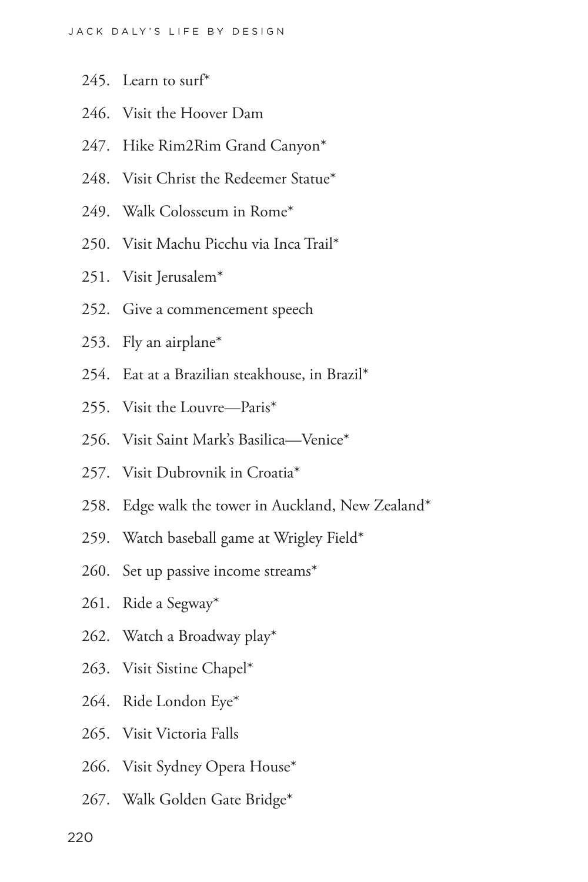245. Learn to surf*
246. Visit the Hoover Dam
247. Hike Rim2Rim Grand Canyon*
248. Visit Christ the Redeemer Statue*
249. Walk Colosseum in Rome*
250. Visit Machu Picchu via Inca Trail*
251. Visit Jerusalem*
252. Give a commencement speech
253. Fly an airplane*
254. Eat at a Brazilian steakhouse, in Brazil*
255. Visit the Louvre—Paris*
256. Visit Saint Mark's Basilica—Venice*
257. Visit Dubrovnik in Croatia*
258. Edge walk the tower in Auckland, New Zealand*
259. Watch baseball game at Wrigley Field*
260. Set up passive income streams*
261. Ride a Segway*
262. Watch a Broadway play*
263. Visit Sistine Chapel*
264. Ride London Eye*
265. Visit Victoria Falls
266. Visit Sydney Opera House*
267. Walk Golden Gate Bridge*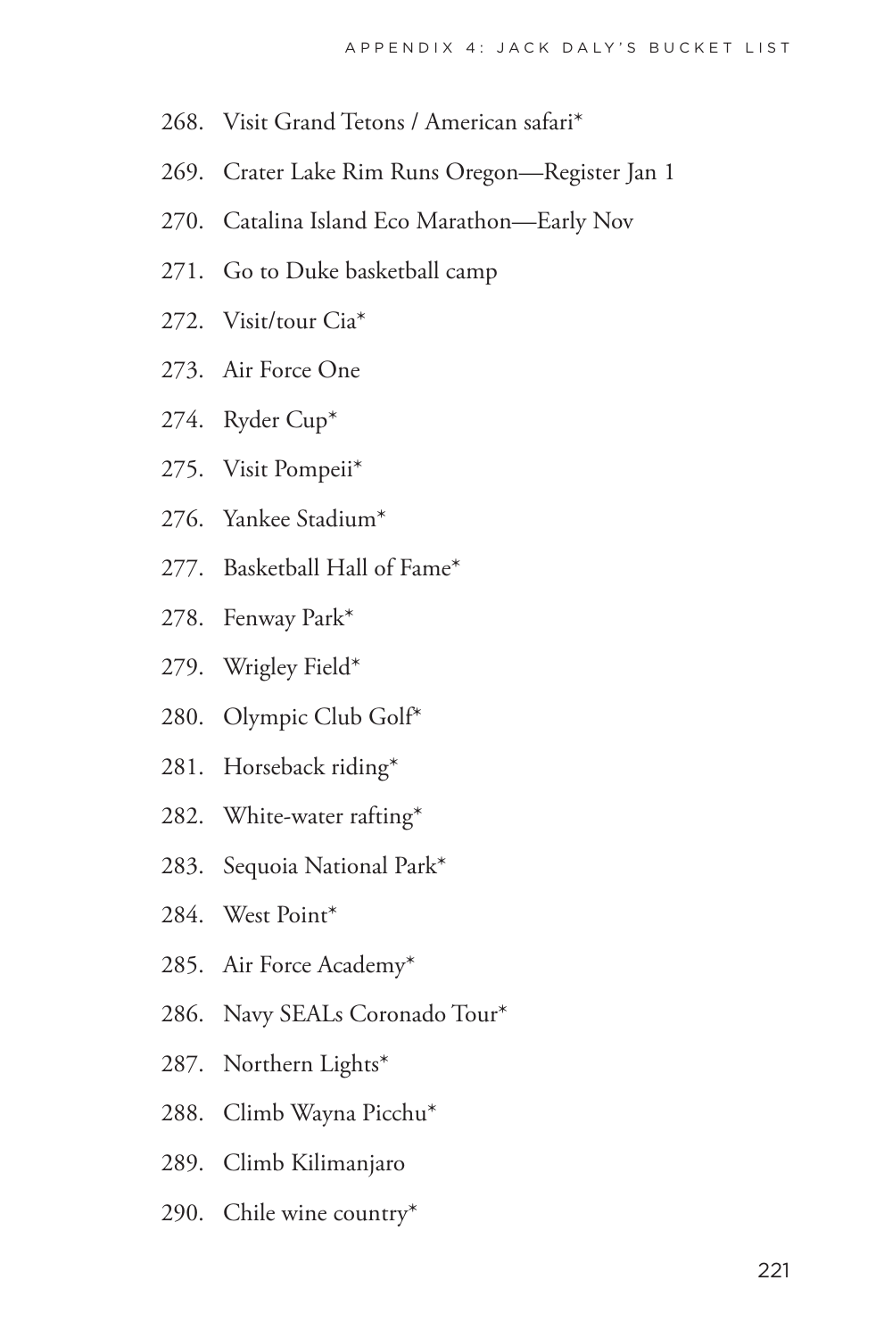268. Visit Grand Tetons / American safari*
269. Crater Lake Rim Runs Oregon—Register Jan 1
270. Catalina Island Eco Marathon—Early Nov
271. Go to Duke basketball camp
272. Visit/tour Cia*
273. Air Force One
274. Ryder Cup*
275. Visit Pompeii*
276. Yankee Stadium*
277. Basketball Hall of Fame*
278. Fenway Park*
279. Wrigley Field*
280. Olympic Club Golf*
281. Horseback riding*
282. White-water rafting*
283. Sequoia National Park*
284. West Point*
285. Air Force Academy*
286. Navy SEALs Coronado Tour*
287. Northern Lights*
288. Climb Wayna Picchu*
289. Climb Kilimanjaro
290. Chile wine country*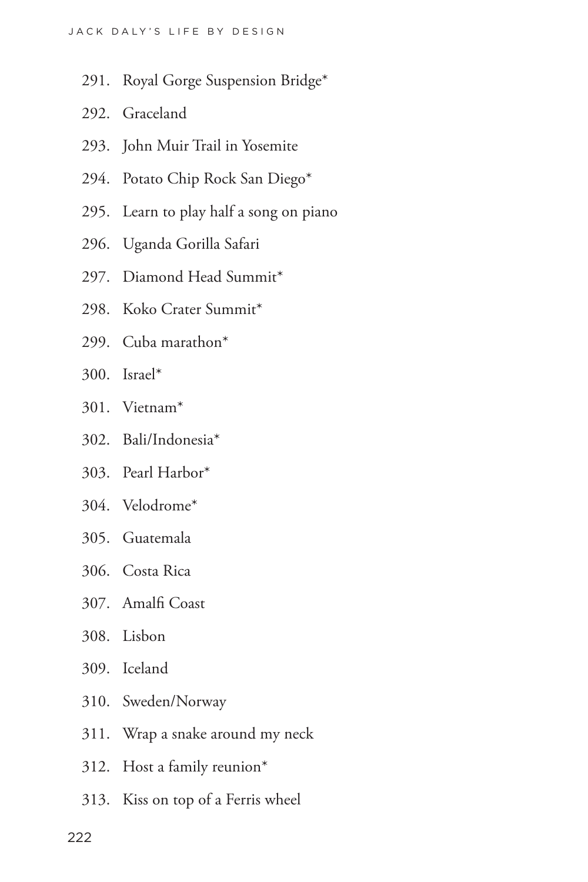291. Royal Gorge Suspension Bridge*
292. Graceland
293. John Muir Trail in Yosemite
294. Potato Chip Rock San Diego*
295. Learn to play half a song on piano
296. Uganda Gorilla Safari
297. Diamond Head Summit*
298. Koko Crater Summit*
299. Cuba marathon*
300. Israel*
301. Vietnam*
302. Bali/Indonesia*
303. Pearl Harbor*
304. Velodrome*
305. Guatemala
306. Costa Rica
307. Amalfi Coast
308. Lisbon
309. Iceland
310. Sweden/Norway
311. Wrap a snake around my neck
312. Host a family reunion*
313. Kiss on top of a Ferris wheel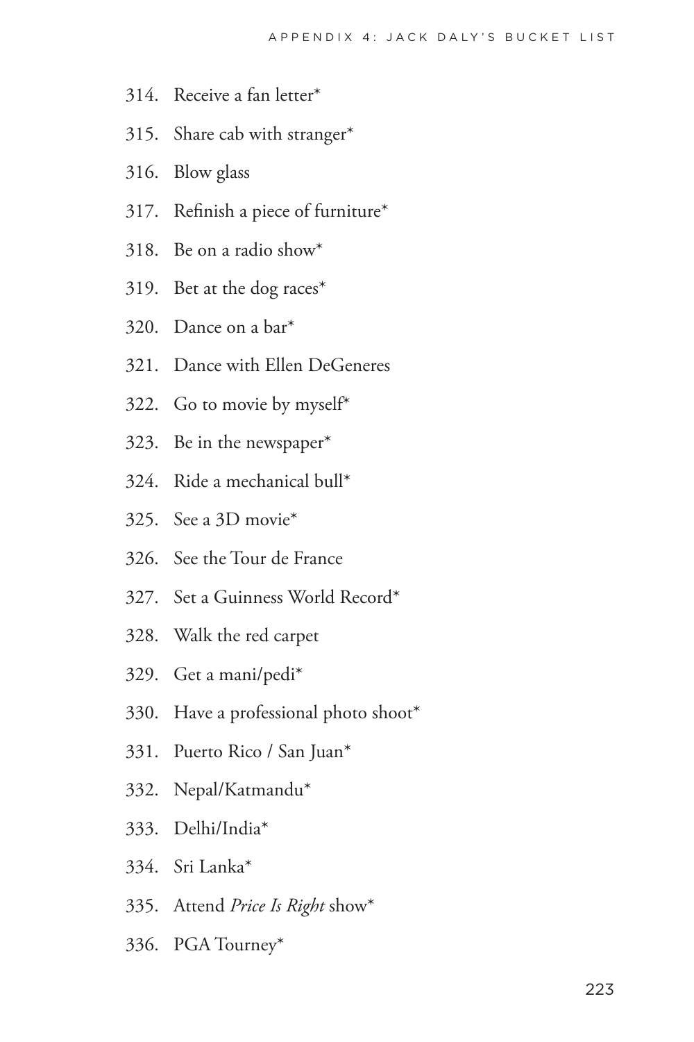314. Receive a fan letter*
315. Share cab with stranger*
316. Blow glass
317. Refinish a piece of furniture*
318. Be on a radio show*
319. Bet at the dog races*
320. Dance on a bar*
321. Dance with Ellen DeGeneres
322. Go to movie by myself*
323. Be in the newspaper*
324. Ride a mechanical bull*
325. See a 3D movie*
326. See the Tour de France
327. Set a Guinness World Record*
328. Walk the red carpet
329. Get a mani/pedi*
330. Have a professional photo shoot*
331. Puerto Rico / San Juan*
332. Nepal/Katmandu*
333. Delhi/India*
334. Sri Lanka*
335. Attend *Price Is Right* show*
336. PGA Tourney*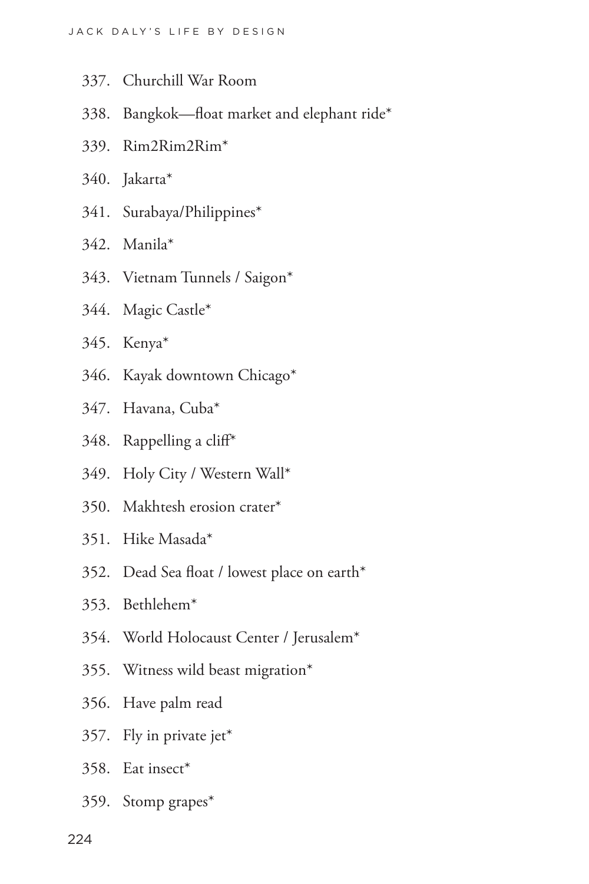337. Churchill War Room
338. Bangkok—float market and elephant ride*
339. Rim2Rim2Rim*
340. Jakarta*
341. Surabaya/Philippines*
342. Manila*
343. Vietnam Tunnels / Saigon*
344. Magic Castle*
345. Kenya*
346. Kayak downtown Chicago*
347. Havana, Cuba*
348. Rappelling a cliff*
349. Holy City / Western Wall*
350. Makhtesh erosion crater*
351. Hike Masada*
352. Dead Sea float / lowest place on earth*
353. Bethlehem*
354. World Holocaust Center / Jerusalem*
355. Witness wild beast migration*
356. Have palm read
357. Fly in private jet*
358. Eat insect*
359. Stomp grapes*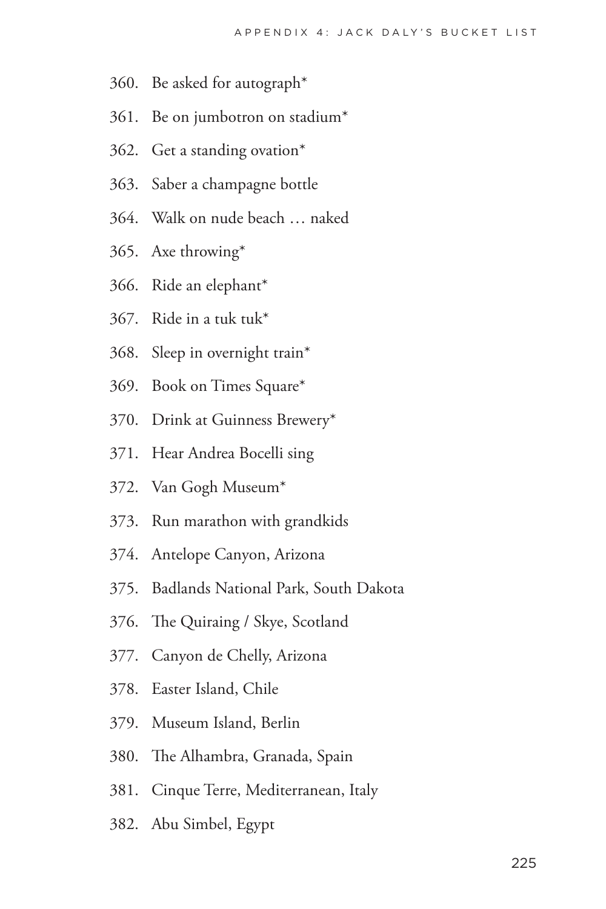360. Be asked for autograph*
361. Be on jumbotron on stadium*
362. Get a standing ovation*
363. Saber a champagne bottle
364. Walk on nude beach … naked
365. Axe throwing*
366. Ride an elephant*
367. Ride in a tuk tuk*
368. Sleep in overnight train*
369. Book on Times Square*
370. Drink at Guinness Brewery*
371. Hear Andrea Bocelli sing
372. Van Gogh Museum*
373. Run marathon with grandkids
374. Antelope Canyon, Arizona
375. Badlands National Park, South Dakota
376. The Quiraing / Skye, Scotland
377. Canyon de Chelly, Arizona
378. Easter Island, Chile
379. Museum Island, Berlin
380. The Alhambra, Granada, Spain
381. Cinque Terre, Mediterranean, Italy
382. Abu Simbel, Egypt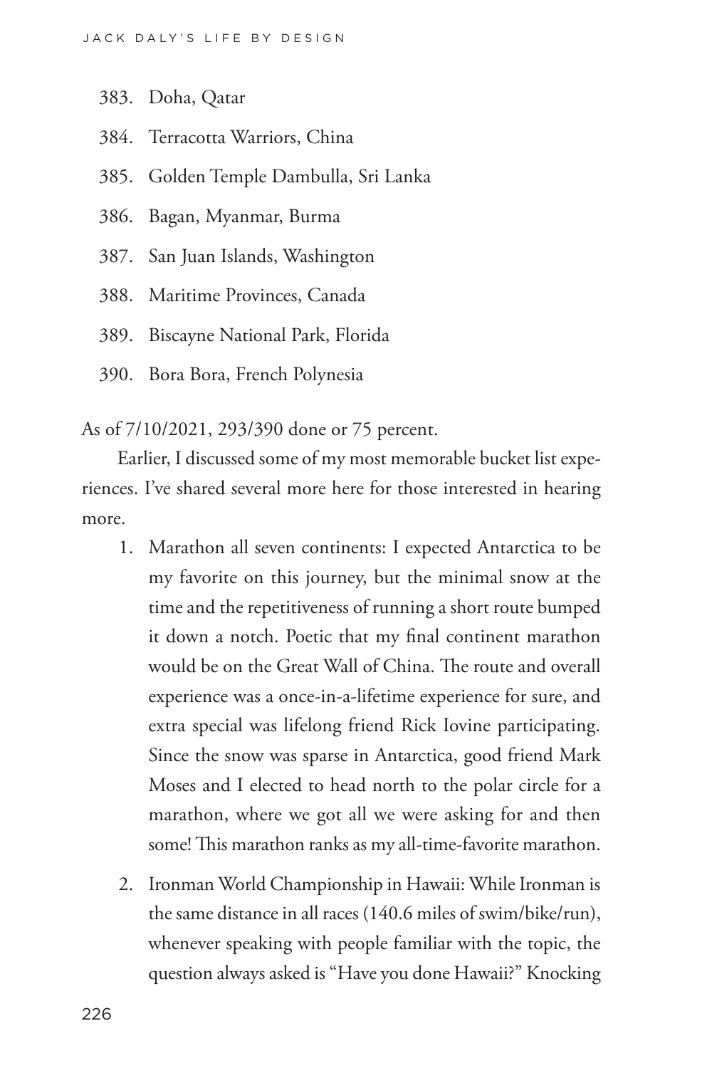383. Doha, Qatar
384. Terracotta Warriors, China
385. Golden Temple Dambulla, Sri Lanka
386. Bagan, Myanmar, Burma
387. San Juan Islands, Washington
388. Maritime Provinces, Canada
389. Biscayne National Park, Florida
390. Bora Bora, French Polynesia

As of 7/10/2021, 293/390 done or 75 percent.

Earlier, I discussed some of my most memorable bucket list experiences. I've shared several more here for those interested in hearing more.

1. Marathon all seven continents: I expected Antarctica to be my favorite on this journey, but the minimal snow at the time and the repetitiveness of running a short route bumped it down a notch. Poetic that my final continent marathon would be on the Great Wall of China. The route and overall experience was a once-in-a-lifetime experience for sure, and extra special was lifelong friend Rick Iovine participating. Since the snow was sparse in Antarctica, good friend Mark Moses and I elected to head north to the polar circle for a marathon, where we got all we were asking for and then some! This marathon ranks as my all-time-favorite marathon.
2. Ironman World Championship in Hawaii: While Ironman is the same distance in all races (140.6 miles of swim/bike/run), whenever speaking with people familiar with the topic, the question always asked is "Have you done Hawaii?" Knocking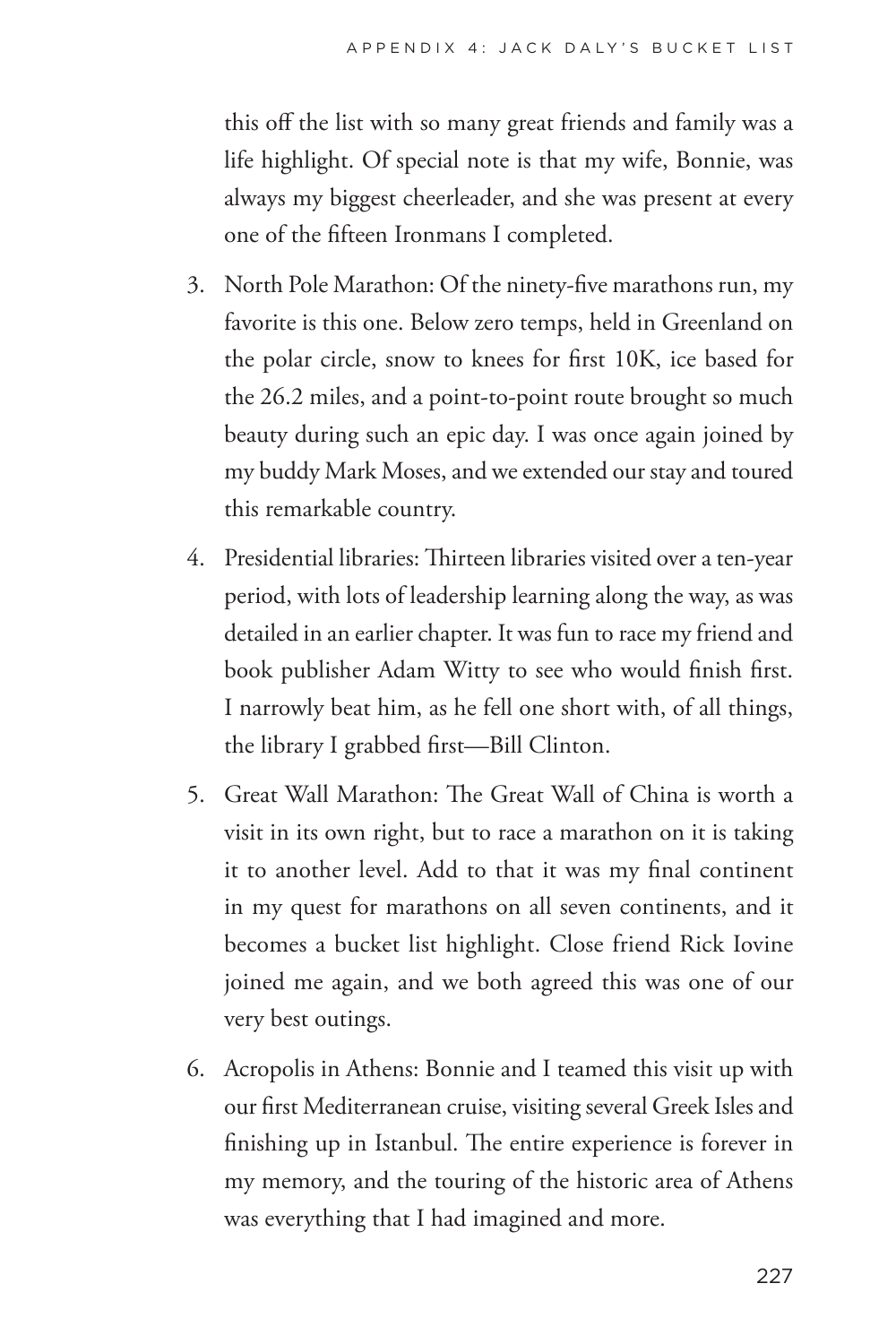this off the list with so many great friends and family was a life highlight. Of special note is that my wife, Bonnie, was always my biggest cheerleader, and she was present at every one of the fifteen Ironmans I completed.

3. North Pole Marathon: Of the ninety-five marathons run, my favorite is this one. Below zero temps, held in Greenland on the polar circle, snow to knees for first 10K, ice based for the 26.2 miles, and a point-to-point route brought so much beauty during such an epic day. I was once again joined by my buddy Mark Moses, and we extended our stay and toured this remarkable country.

4. Presidential libraries: Thirteen libraries visited over a ten-year period, with lots of leadership learning along the way, as was detailed in an earlier chapter. It was fun to race my friend and book publisher Adam Witty to see who would finish first. I narrowly beat him, as he fell one short with, of all things, the library I grabbed first—Bill Clinton.

5. Great Wall Marathon: The Great Wall of China is worth a visit in its own right, but to race a marathon on it is taking it to another level. Add to that it was my final continent in my quest for marathons on all seven continents, and it becomes a bucket list highlight. Close friend Rick Iovine joined me again, and we both agreed this was one of our very best outings.

6. Acropolis in Athens: Bonnie and I teamed this visit up with our first Mediterranean cruise, visiting several Greek Isles and finishing up in Istanbul. The entire experience is forever in my memory, and the touring of the historic area of Athens was everything that I had imagined and more.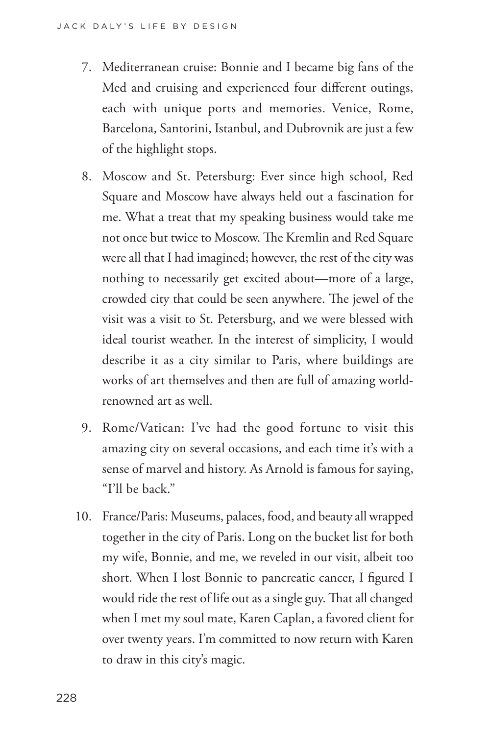7. Mediterranean cruise: Bonnie and I became big fans of the Med and cruising and experienced four different outings, each with unique ports and memories. Venice, Rome, Barcelona, Santorini, Istanbul, and Dubrovnik are just a few of the highlight stops.
8. Moscow and St. Petersburg: Ever since high school, Red Square and Moscow have always held out a fascination for me. What a treat that my speaking business would take me not once but twice to Moscow. The Kremlin and Red Square were all that I had imagined; however, the rest of the city was nothing to necessarily get excited about—more of a large, crowded city that could be seen anywhere. The jewel of the visit was a visit to St. Petersburg, and we were blessed with ideal tourist weather. In the interest of simplicity, I would describe it as a city similar to Paris, where buildings are works of art themselves and then are full of amazing world-renowned art as well.
9. Rome/Vatican: I've had the good fortune to visit this amazing city on several occasions, and each time it's with a sense of marvel and history. As Arnold is famous for saying, "I'll be back."
10. France/Paris: Museums, palaces, food, and beauty all wrapped together in the city of Paris. Long on the bucket list for both my wife, Bonnie, and me, we reveled in our visit, albeit too short. When I lost Bonnie to pancreatic cancer, I figured I would ride the rest of life out as a single guy. That all changed when I met my soul mate, Karen Caplan, a favored client for over twenty years. I'm committed to now return with Karen to draw in this city's magic.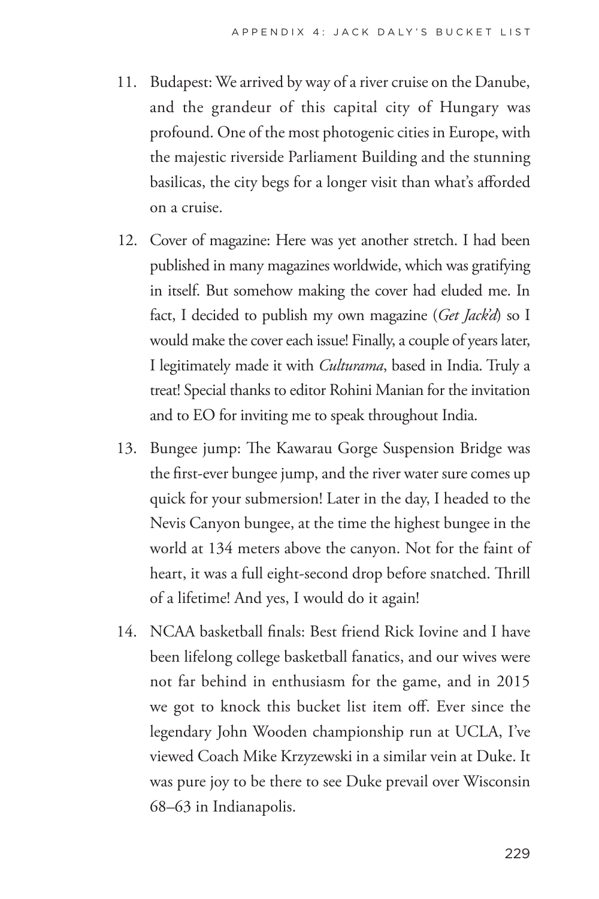11. Budapest: We arrived by way of a river cruise on the Danube, and the grandeur of this capital city of Hungary was profound. One of the most photogenic cities in Europe, with the majestic riverside Parliament Building and the stunning basilicas, the city begs for a longer visit than what's afforded on a cruise.

12. Cover of magazine: Here was yet another stretch. I had been published in many magazines worldwide, which was gratifying in itself. But somehow making the cover had eluded me. In fact, I decided to publish my own magazine (*Get Jack'd*) so I would make the cover each issue! Finally, a couple of years later, I legitimately made it with *Culturama*, based in India. Truly a treat! Special thanks to editor Rohini Manian for the invitation and to EO for inviting me to speak throughout India.

13. Bungee jump: The Kawarau Gorge Suspension Bridge was the first-ever bungee jump, and the river water sure comes up quick for your submersion! Later in the day, I headed to the Nevis Canyon bungee, at the time the highest bungee in the world at 134 meters above the canyon. Not for the faint of heart, it was a full eight-second drop before snatched. Thrill of a lifetime! And yes, I would do it again!

14. NCAA basketball finals: Best friend Rick Iovine and I have been lifelong college basketball fanatics, and our wives were not far behind in enthusiasm for the game, and in 2015 we got to knock this bucket list item off. Ever since the legendary John Wooden championship run at UCLA, I've viewed Coach Mike Krzyzewski in a similar vein at Duke. It was pure joy to be there to see Duke prevail over Wisconsin 68–63 in Indianapolis.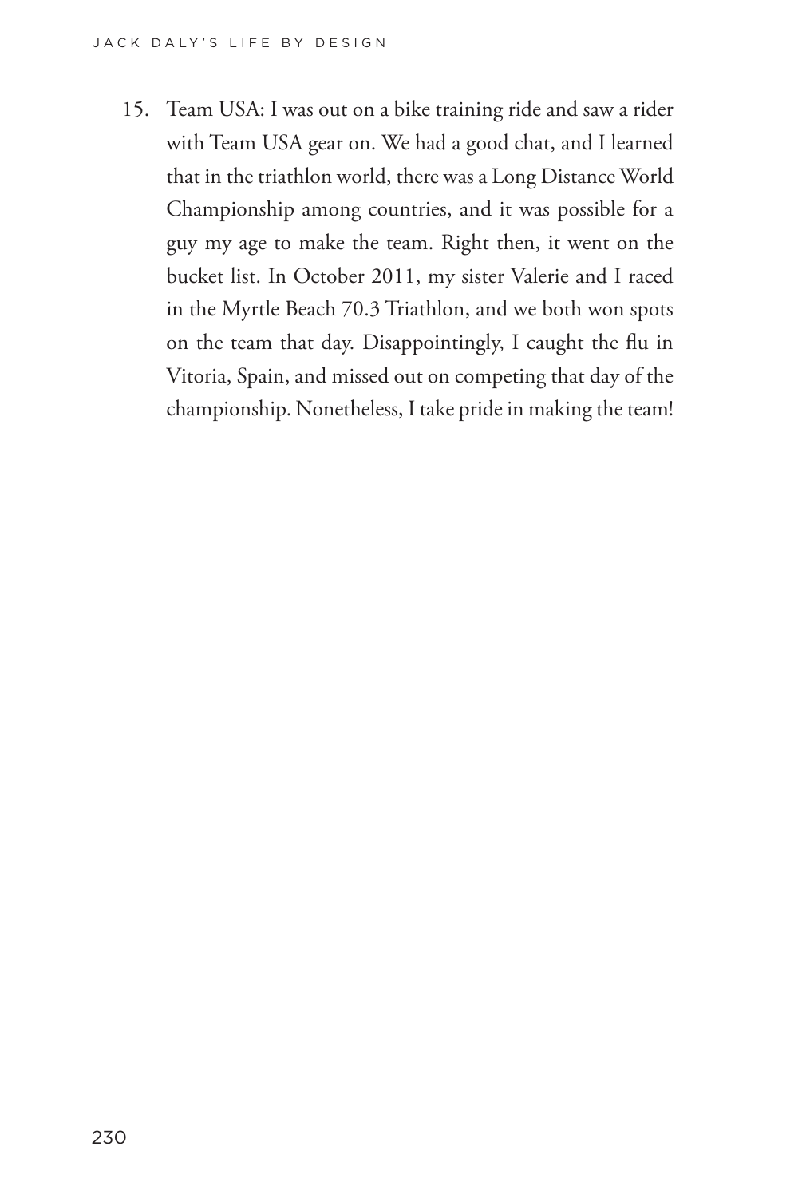15. Team USA: I was out on a bike training ride and saw a rider with Team USA gear on. We had a good chat, and I learned that in the triathlon world, there was a Long Distance World Championship among countries, and it was possible for a guy my age to make the team. Right then, it went on the bucket list. In October 2011, my sister Valerie and I raced in the Myrtle Beach 70.3 Triathlon, and we both won spots on the team that day. Disappointingly, I caught the flu in Vitoria, Spain, and missed out on competing that day of the championship. Nonetheless, I take pride in making the team!